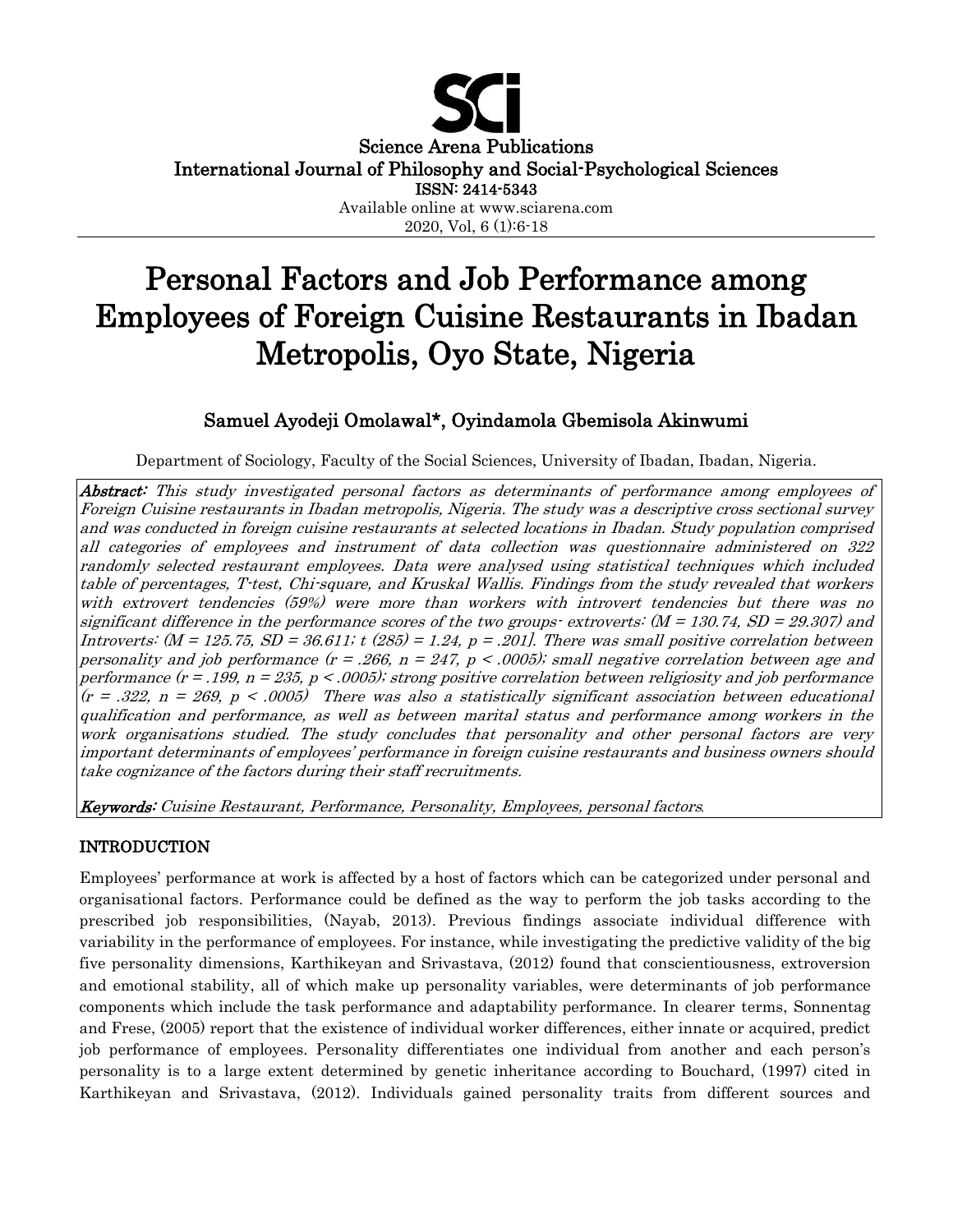Science Arena Publications
International Journal of Philosophy and Social-Psychological Sciences
ISSN: 2414-5343
Available online at www.sciarena.com
2020, Vol, 6 (1):6-18

# Personal Factors and Job Performance among Employees of Foreign Cuisine Restaurants in Ibadan Metropolis, Oyo State, Nigeria

**Samuel Ayodeji Omolawal\*, Oyindamola Gbemisola Akinwumi**

Department of Sociology, Faculty of the Social Sciences, University of Ibadan, Ibadan, Nigeria.

***Abstract:*** *This study investigated personal factors as determinants of performance among employees of Foreign Cuisine restaurants in Ibadan metropolis, Nigeria. The study was a descriptive cross sectional survey and was conducted in foreign cuisine restaurants at selected locations in Ibadan. Study population comprised all categories of employees and instrument of data collection was questionnaire administered on 322 randomly selected restaurant employees. Data were analysed using statistical techniques which included table of percentages, T-test, Chi-square, and Kruskal Wallis. Findings from the study revealed that workers with extrovert tendencies (59%) were more than workers with introvert tendencies but there was no significant difference in the performance scores of the two groups- extroverts: ($M = 130.74$, $SD = 29.307$) and Introverts: ($M = 125.75$, $SD = 36.611$; $t (285) = 1.24$, $p = .201$]. There was small positive correlation between personality and job performance ($r = .266$, $n = 247$, $p < .0005$); small negative correlation between age and performance ($r = .199$, $n = 235$, $p < .0005$); strong positive correlation between religiosity and job performance ($r = .322$, $n = 269$, $p < .0005$) There was also a statistically significant association between educational qualification and performance, as well as between marital status and performance among workers in the work organisations studied. The study concludes that personality and other personal factors are very important determinants of employees' performance in foreign cuisine restaurants and business owners should take cognizance of the factors during their staff recruitments.*

***Keywords:*** *Cuisine Restaurant, Performance, Personality, Employees, personal factors.*

## INTRODUCTION

Employees' performance at work is affected by a host of factors which can be categorized under personal and organisational factors. Performance could be defined as the way to perform the job tasks according to the prescribed job responsibilities, (Nayab, 2013). Previous findings associate individual difference with variability in the performance of employees. For instance, while investigating the predictive validity of the big five personality dimensions, Karthikeyan and Srivastava, (2012) found that conscientiousness, extroversion and emotional stability, all of which make up personality variables, were determinants of job performance components which include the task performance and adaptability performance. In clearer terms, Sonnentag and Frese, (2005) report that the existence of individual worker differences, either innate or acquired, predict job performance of employees. Personality differentiates one individual from another and each person's personality is to a large extent determined by genetic inheritance according to Bouchard, (1997) cited in Karthikeyan and Srivastava, (2012). Individuals gained personality traits from different sources and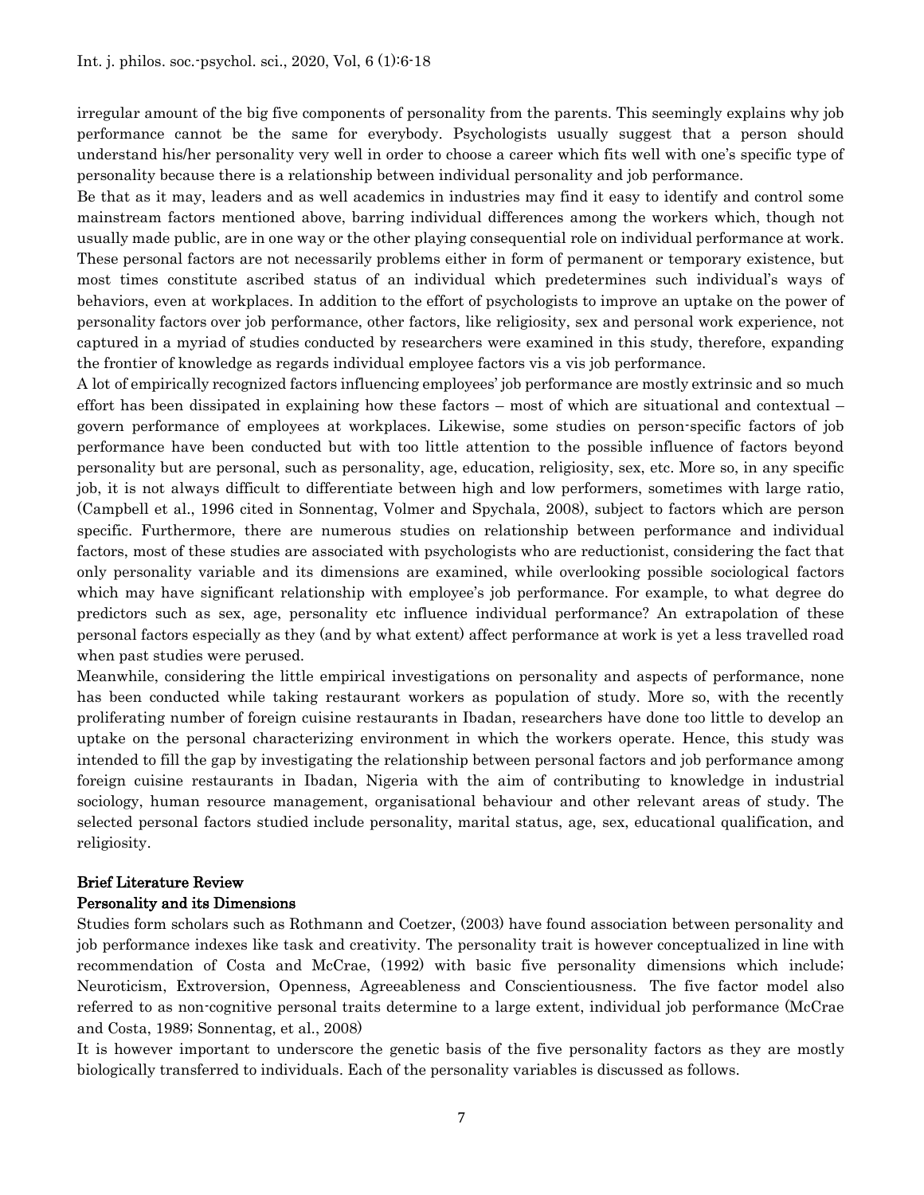irregular amount of the big five components of personality from the parents. This seemingly explains why job performance cannot be the same for everybody. Psychologists usually suggest that a person should understand his/her personality very well in order to choose a career which fits well with one's specific type of personality because there is a relationship between individual personality and job performance.

Be that as it may, leaders and as well academics in industries may find it easy to identify and control some mainstream factors mentioned above, barring individual differences among the workers which, though not usually made public, are in one way or the other playing consequential role on individual performance at work. These personal factors are not necessarily problems either in form of permanent or temporary existence, but most times constitute ascribed status of an individual which predetermines such individual's ways of behaviors, even at workplaces. In addition to the effort of psychologists to improve an uptake on the power of personality factors over job performance, other factors, like religiosity, sex and personal work experience, not captured in a myriad of studies conducted by researchers were examined in this study, therefore, expanding the frontier of knowledge as regards individual employee factors vis a vis job performance.

A lot of empirically recognized factors influencing employees' job performance are mostly extrinsic and so much effort has been dissipated in explaining how these factors – most of which are situational and contextual – govern performance of employees at workplaces. Likewise, some studies on person-specific factors of job performance have been conducted but with too little attention to the possible influence of factors beyond personality but are personal, such as personality, age, education, religiosity, sex, etc. More so, in any specific job, it is not always difficult to differentiate between high and low performers, sometimes with large ratio, (Campbell et al., 1996 cited in Sonnentag, Volmer and Spychala, 2008), subject to factors which are person specific. Furthermore, there are numerous studies on relationship between performance and individual factors, most of these studies are associated with psychologists who are reductionist, considering the fact that only personality variable and its dimensions are examined, while overlooking possible sociological factors which may have significant relationship with employee's job performance. For example, to what degree do predictors such as sex, age, personality etc influence individual performance? An extrapolation of these personal factors especially as they (and by what extent) affect performance at work is yet a less travelled road when past studies were perused.

Meanwhile, considering the little empirical investigations on personality and aspects of performance, none has been conducted while taking restaurant workers as population of study. More so, with the recently proliferating number of foreign cuisine restaurants in Ibadan, researchers have done too little to develop an uptake on the personal characterizing environment in which the workers operate. Hence, this study was intended to fill the gap by investigating the relationship between personal factors and job performance among foreign cuisine restaurants in Ibadan, Nigeria with the aim of contributing to knowledge in industrial sociology, human resource management, organisational behaviour and other relevant areas of study. The selected personal factors studied include personality, marital status, age, sex, educational qualification, and religiosity.

## Brief Literature Review

### Personality and its Dimensions

Studies form scholars such as Rothmann and Coetzer, (2003) have found association between personality and job performance indexes like task and creativity. The personality trait is however conceptualized in line with recommendation of Costa and McCrae, (1992) with basic five personality dimensions which include; Neuroticism, Extroversion, Openness, Agreeableness and Conscientiousness. The five factor model also referred to as non-cognitive personal traits determine to a large extent, individual job performance (McCrae and Costa, 1989; Sonnentag, et al., 2008)

It is however important to underscore the genetic basis of the five personality factors as they are mostly biologically transferred to individuals. Each of the personality variables is discussed as follows.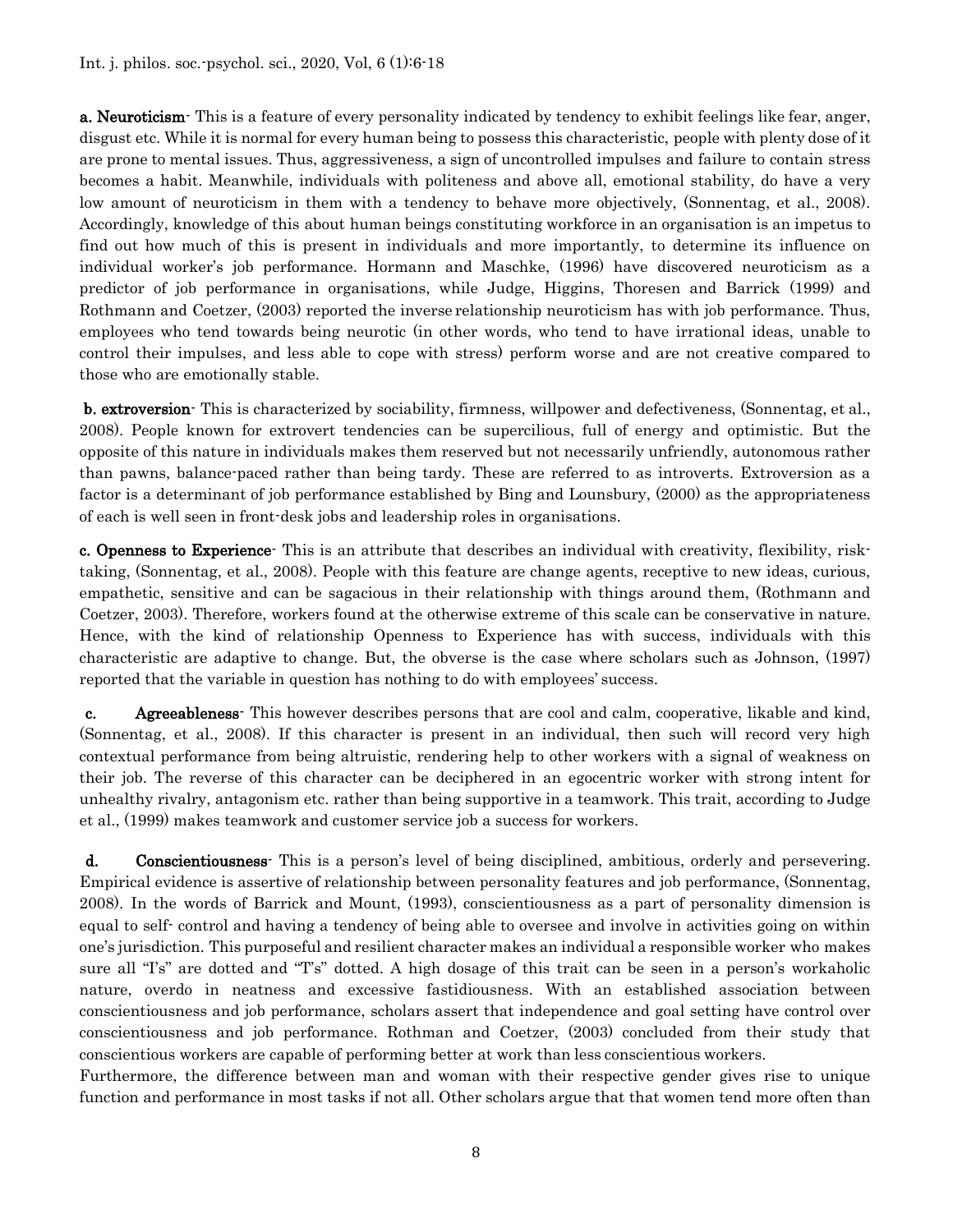**a. Neuroticism**- This is a feature of every personality indicated by tendency to exhibit feelings like fear, anger, disgust etc. While it is normal for every human being to possess this characteristic, people with plenty dose of it are prone to mental issues. Thus, aggressiveness, a sign of uncontrolled impulses and failure to contain stress becomes a habit. Meanwhile, individuals with politeness and above all, emotional stability, do have a very low amount of neuroticism in them with a tendency to behave more objectively, (Sonnentag, et al., 2008). Accordingly, knowledge of this about human beings constituting workforce in an organisation is an impetus to find out how much of this is present in individuals and more importantly, to determine its influence on individual worker's job performance. Hormann and Maschke, (1996) have discovered neuroticism as a predictor of job performance in organisations, while Judge, Higgins, Thoresen and Barrick (1999) and Rothmann and Coetzer, (2003) reported the inverse relationship neuroticism has with job performance. Thus, employees who tend towards being neurotic (in other words, who tend to have irrational ideas, unable to control their impulses, and less able to cope with stress) perform worse and are not creative compared to those who are emotionally stable.

**b. extroversion**- This is characterized by sociability, firmness, willpower and defectiveness, (Sonnentag, et al., 2008). People known for extrovert tendencies can be supercilious, full of energy and optimistic. But the opposite of this nature in individuals makes them reserved but not necessarily unfriendly, autonomous rather than pawns, balance-paced rather than being tardy. These are referred to as introverts. Extroversion as a factor is a determinant of job performance established by Bing and Lounsbury, (2000) as the appropriateness of each is well seen in front-desk jobs and leadership roles in organisations.

**c. Openness to Experience**- This is an attribute that describes an individual with creativity, flexibility, risk-taking, (Sonnentag, et al., 2008). People with this feature are change agents, receptive to new ideas, curious, empathetic, sensitive and can be sagacious in their relationship with things around them, (Rothmann and Coetzer, 2003). Therefore, workers found at the otherwise extreme of this scale can be conservative in nature. Hence, with the kind of relationship Openness to Experience has with success, individuals with this characteristic are adaptive to change. But, the obverse is the case where scholars such as Johnson, (1997) reported that the variable in question has nothing to do with employees' success.

**c. Agreeableness**- This however describes persons that are cool and calm, cooperative, likable and kind, (Sonnentag, et al., 2008). If this character is present in an individual, then such will record very high contextual performance from being altruistic, rendering help to other workers with a signal of weakness on their job. The reverse of this character can be deciphered in an egocentric worker with strong intent for unhealthy rivalry, antagonism etc. rather than being supportive in a teamwork. This trait, according to Judge et al., (1999) makes teamwork and customer service job a success for workers.

**d. Conscientiousness**- This is a person's level of being disciplined, ambitious, orderly and persevering. Empirical evidence is assertive of relationship between personality features and job performance, (Sonnentag, 2008). In the words of Barrick and Mount, (1993), conscientiousness as a part of personality dimension is equal to self- control and having a tendency of being able to oversee and involve in activities going on within one's jurisdiction. This purposeful and resilient character makes an individual a responsible worker who makes sure all "I's" are dotted and "T's" dotted. A high dosage of this trait can be seen in a person's workaholic nature, overdo in neatness and excessive fastidiousness. With an established association between conscientiousness and job performance, scholars assert that independence and goal setting have control over conscientiousness and job performance. Rothman and Coetzer, (2003) concluded from their study that conscientious workers are capable of performing better at work than less conscientious workers.

Furthermore, the difference between man and woman with their respective gender gives rise to unique function and performance in most tasks if not all. Other scholars argue that that women tend more often than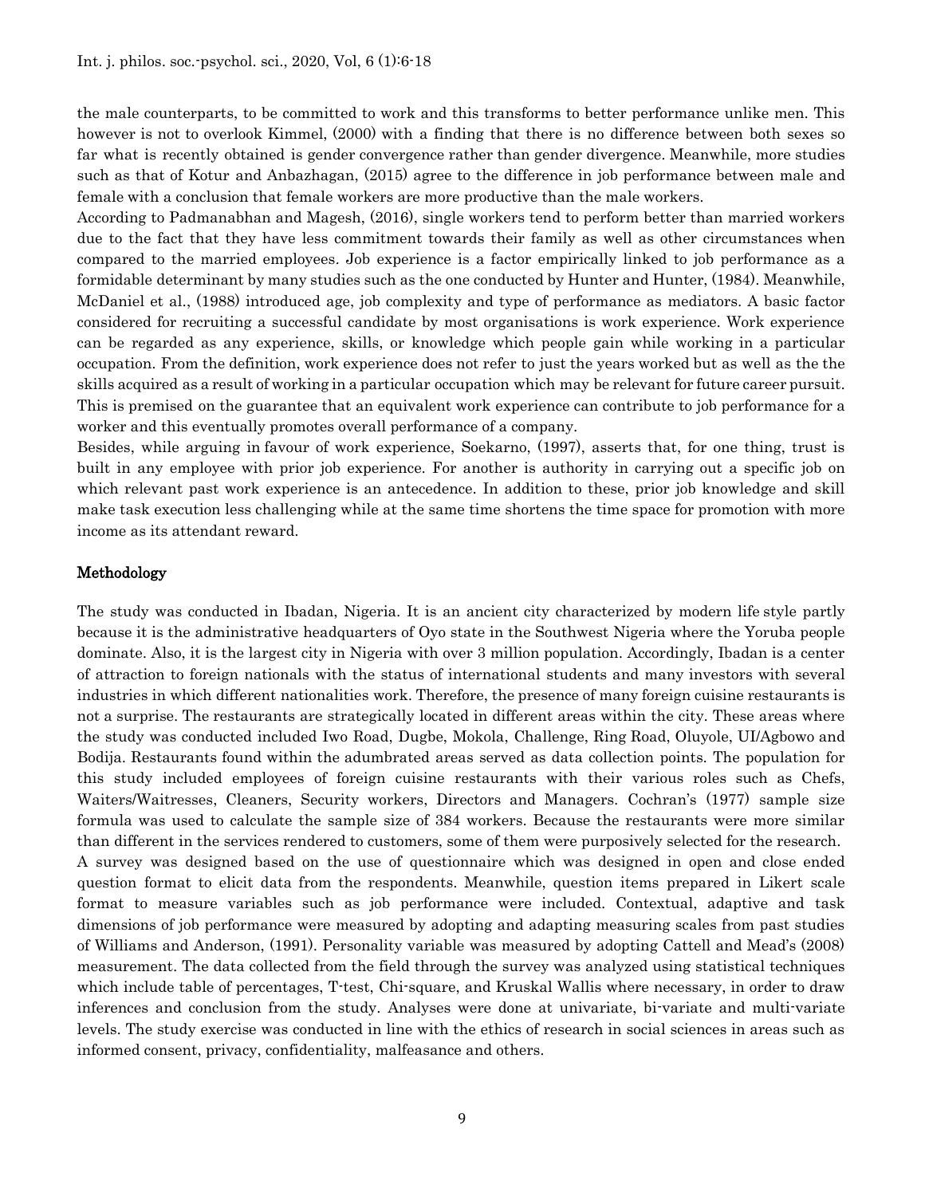the male counterparts, to be committed to work and this transforms to better performance unlike men. This however is not to overlook Kimmel, (2000) with a finding that there is no difference between both sexes so far what is recently obtained is gender convergence rather than gender divergence. Meanwhile, more studies such as that of Kotur and Anbazhagan, (2015) agree to the difference in job performance between male and female with a conclusion that female workers are more productive than the male workers.

According to Padmanabhan and Magesh, (2016), single workers tend to perform better than married workers due to the fact that they have less commitment towards their family as well as other circumstances when compared to the married employees. Job experience is a factor empirically linked to job performance as a formidable determinant by many studies such as the one conducted by Hunter and Hunter, (1984). Meanwhile, McDaniel et al., (1988) introduced age, job complexity and type of performance as mediators. A basic factor considered for recruiting a successful candidate by most organisations is work experience. Work experience can be regarded as any experience, skills, or knowledge which people gain while working in a particular occupation. From the definition, work experience does not refer to just the years worked but as well as the the skills acquired as a result of working in a particular occupation which may be relevant for future career pursuit. This is premised on the guarantee that an equivalent work experience can contribute to job performance for a worker and this eventually promotes overall performance of a company.

Besides, while arguing in favour of work experience, Soekarno, (1997), asserts that, for one thing, trust is built in any employee with prior job experience. For another is authority in carrying out a specific job on which relevant past work experience is an antecedence. In addition to these, prior job knowledge and skill make task execution less challenging while at the same time shortens the time space for promotion with more income as its attendant reward.

## Methodology

The study was conducted in Ibadan, Nigeria. It is an ancient city characterized by modern life style partly because it is the administrative headquarters of Oyo state in the Southwest Nigeria where the Yoruba people dominate. Also, it is the largest city in Nigeria with over 3 million population. Accordingly, Ibadan is a center of attraction to foreign nationals with the status of international students and many investors with several industries in which different nationalities work. Therefore, the presence of many foreign cuisine restaurants is not a surprise. The restaurants are strategically located in different areas within the city. These areas where the study was conducted included Iwo Road, Dugbe, Mokola, Challenge, Ring Road, Oluyole, UI/Agbowo and Bodija. Restaurants found within the adumbrated areas served as data collection points. The population for this study included employees of foreign cuisine restaurants with their various roles such as Chefs, Waiters/Waitresses, Cleaners, Security workers, Directors and Managers. Cochran's (1977) sample size formula was used to calculate the sample size of 384 workers. Because the restaurants were more similar than different in the services rendered to customers, some of them were purposively selected for the research.

A survey was designed based on the use of questionnaire which was designed in open and close ended question format to elicit data from the respondents. Meanwhile, question items prepared in Likert scale format to measure variables such as job performance were included. Contextual, adaptive and task dimensions of job performance were measured by adopting and adapting measuring scales from past studies of Williams and Anderson, (1991). Personality variable was measured by adopting Cattell and Mead's (2008) measurement. The data collected from the field through the survey was analyzed using statistical techniques which include table of percentages, T-test, Chi-square, and Kruskal Wallis where necessary, in order to draw inferences and conclusion from the study. Analyses were done at univariate, bi-variate and multi-variate levels. The study exercise was conducted in line with the ethics of research in social sciences in areas such as informed consent, privacy, confidentiality, malfeasance and others.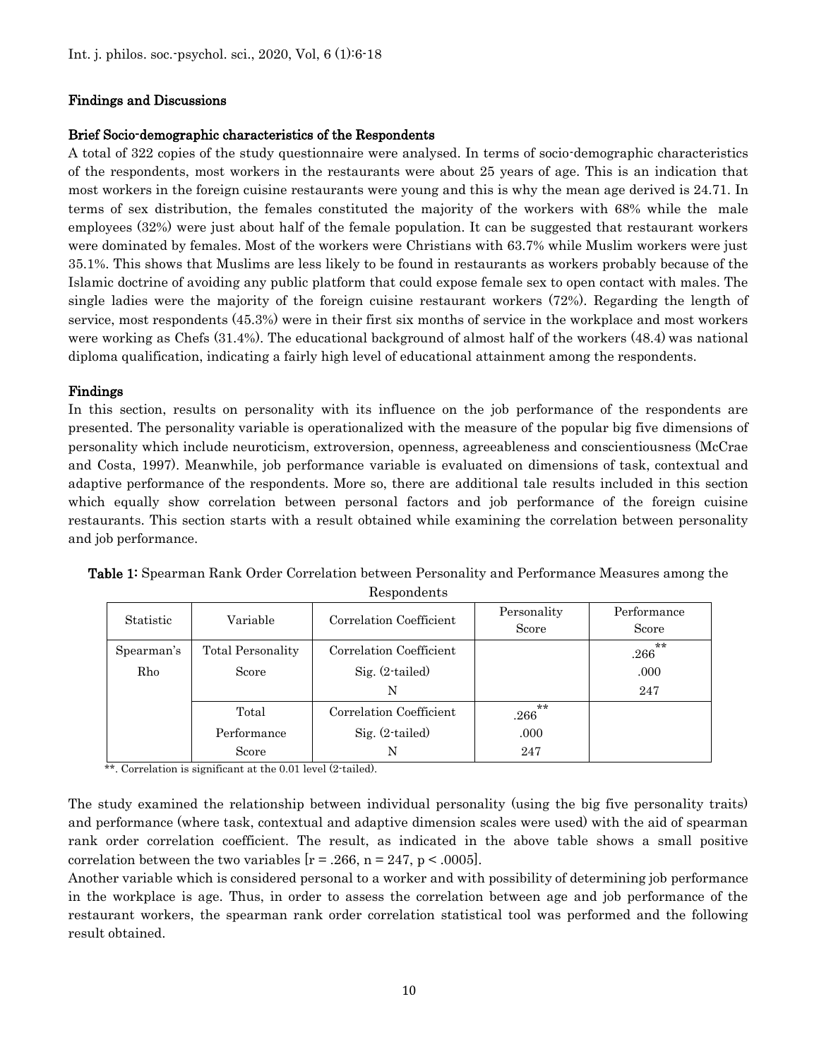## Findings and Discussions

### Brief Socio-demographic characteristics of the Respondents

A total of 322 copies of the study questionnaire were analysed. In terms of socio-demographic characteristics of the respondents, most workers in the restaurants were about 25 years of age. This is an indication that most workers in the foreign cuisine restaurants were young and this is why the mean age derived is 24.71. In terms of sex distribution, the females constituted the majority of the workers with 68% while the male employees (32%) were just about half of the female population. It can be suggested that restaurant workers were dominated by females. Most of the workers were Christians with 63.7% while Muslim workers were just 35.1%. This shows that Muslims are less likely to be found in restaurants as workers probably because of the Islamic doctrine of avoiding any public platform that could expose female sex to open contact with males. The single ladies were the majority of the foreign cuisine restaurant workers (72%). Regarding the length of service, most respondents (45.3%) were in their first six months of service in the workplace and most workers were working as Chefs (31.4%). The educational background of almost half of the workers (48.4) was national diploma qualification, indicating a fairly high level of educational attainment among the respondents.

### Findings

In this section, results on personality with its influence on the job performance of the respondents are presented. The personality variable is operationalized with the measure of the popular big five dimensions of personality which include neuroticism, extroversion, openness, agreeableness and conscientiousness (McCrae and Costa, 1997). Meanwhile, job performance variable is evaluated on dimensions of task, contextual and adaptive performance of the respondents. More so, there are additional tale results included in this section which equally show correlation between personal factors and job performance of the foreign cuisine restaurants. This section starts with a result obtained while examining the correlation between personality and job performance.

**Table 1:** Spearman Rank Order Correlation between Personality and Performance Measures among the Respondents

| Statistic | Variable | Correlation Coefficient | Personality Score | Performance Score |
|---|---|---|---|---|
| Spearman's Rho | Total Personality Score | Correlation Coefficient | | .266** |
| | | Sig. (2-tailed) | | .000 |
| | | N | | 247 |
| | Total Performance Score | Correlation Coefficient | .266** | |
| | | Sig. (2-tailed) | .000 | |
| | | N | 247 | |

**. Correlation is significant at the 0.01 level (2-tailed).

The study examined the relationship between individual personality (using the big five personality traits) and performance (where task, contextual and adaptive dimension scales were used) with the aid of spearman rank order correlation coefficient. The result, as indicated in the above table shows a small positive correlation between the two variables [$r = .266$, $n = 247$, $p < .0005$].

Another variable which is considered personal to a worker and with possibility of determining job performance in the workplace is age. Thus, in order to assess the correlation between age and job performance of the restaurant workers, the spearman rank order correlation statistical tool was performed and the following result obtained.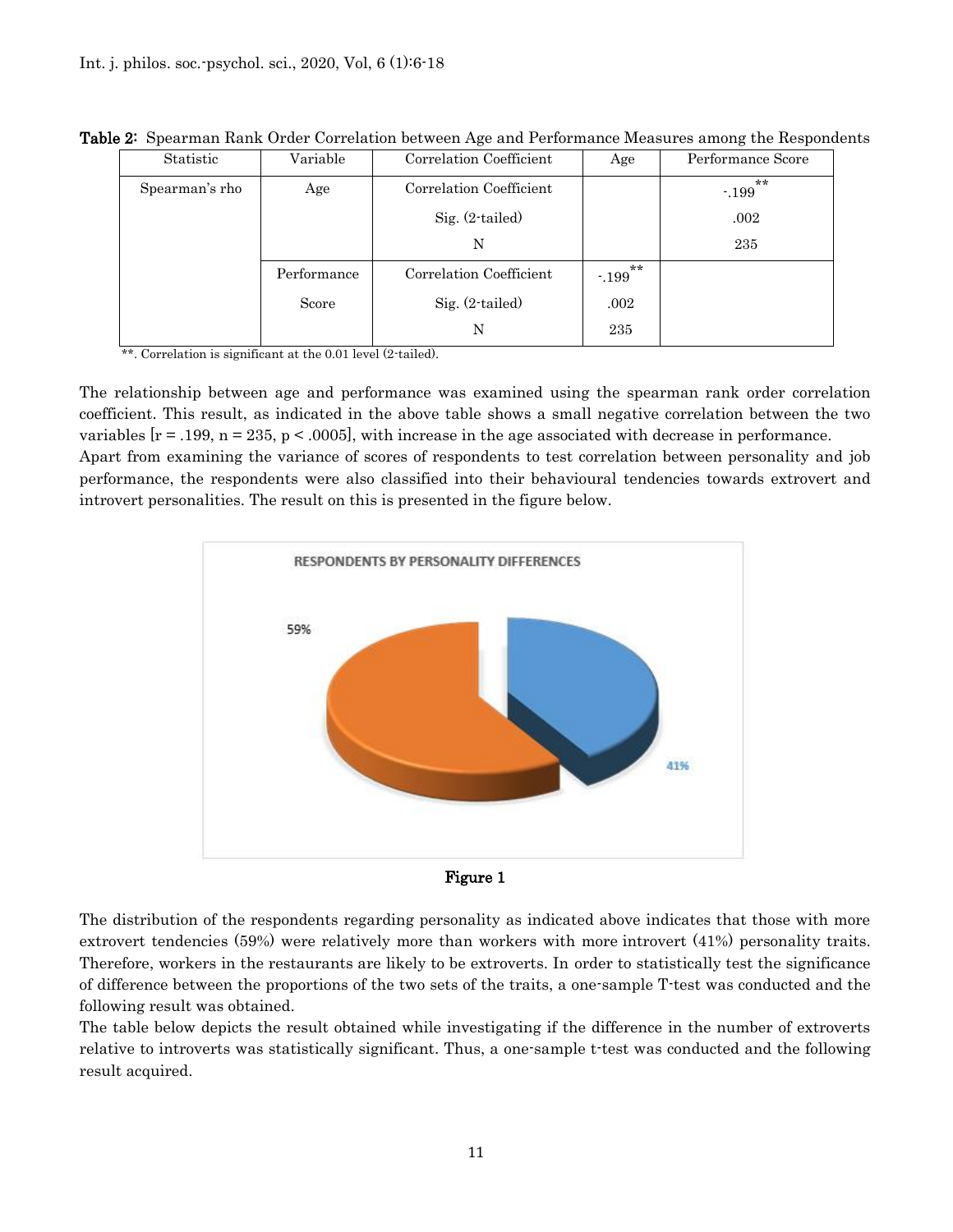**Table 2:** Spearman Rank Order Correlation between Age and Performance Measures among the Respondents

| Statistic | Variable | Correlation Coefficient | Age | Performance Score |
|---|---|---|---|---|
| Spearman's rho | Age | Correlation Coefficient | | -.199** |
| | | Sig. (2-tailed) | | .002 |
| | | N | | 235 |
| | Performance Score | Correlation Coefficient | -.199** | |
| | | Sig. (2-tailed) | .002 | |
| | | N | 235 | |

**. Correlation is significant at the 0.01 level (2-tailed).

The relationship between age and performance was examined using the spearman rank order correlation coefficient. This result, as indicated in the above table shows a small negative correlation between the two variables [$r = .199$, $n = 235$, $p < .0005$], with increase in the age associated with decrease in performance.

Apart from examining the variance of scores of respondents to test correlation between personality and job performance, the respondents were also classified into their behavioural tendencies towards extrovert and introvert personalities. The result on this is presented in the figure below.

**Figure 1**

The distribution of the respondents regarding personality as indicated above indicates that those with more extrovert tendencies (59%) were relatively more than workers with more introvert (41%) personality traits. Therefore, workers in the restaurants are likely to be extroverts. In order to statistically test the significance of difference between the proportions of the two sets of the traits, a one-sample T-test was conducted and the following result was obtained.

The table below depicts the result obtained while investigating if the difference in the number of extroverts relative to introverts was statistically significant. Thus, a one-sample t-test was conducted and the following result acquired.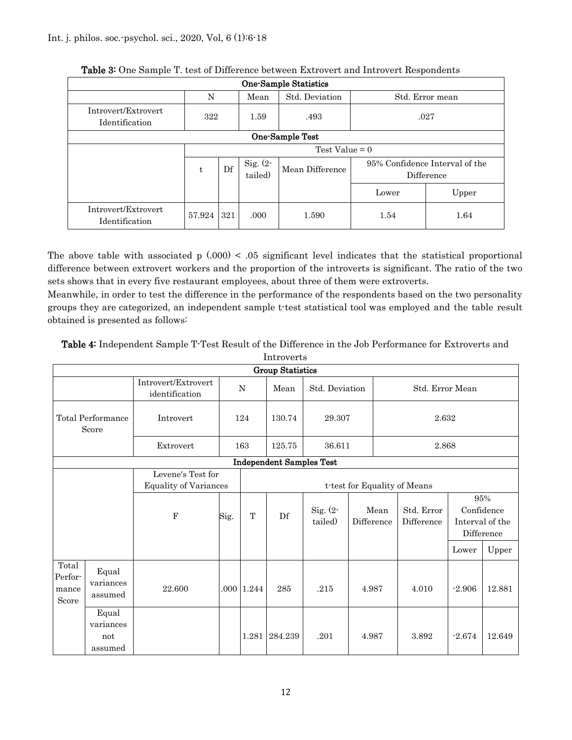**Table 3:** One Sample T. test of Difference between Extrovert and Introvert Respondents

| One-Sample Statistics | | | | | | |
|---|---|---|---|---|---|---|
| | N | | Mean | Std. Deviation | Std. Error mean | |
| Introvert/Extrovert Identification | 322 | | 1.59 | .493 | .027 | |
| **One-Sample Test** | | | | | | |
| | Test Value = 0 | | | | | |
| | t | Df | Sig. (2-tailed) | Mean Difference | 95% Confidence Interval of the Difference | |
| | | | | | Lower | Upper |
| Introvert/Extrovert Identification | 57.924 | 321 | .000 | 1.590 | 1.54 | 1.64 |

The above table with associated p (.000) < .05 significant level indicates that the statistical proportional difference between extrovert workers and the proportion of the introverts is significant. The ratio of the two sets shows that in every five restaurant employees, about three of them were extroverts.

Meanwhile, in order to test the difference in the performance of the respondents based on the two personality groups they are categorized, an independent sample t-test statistical tool was employed and the table result obtained is presented as follows:

**Table 4:** Independent Sample T-Test Result of the Difference in the Job Performance for Extroverts and Introverts

| Group Statistics | | | | | | | | | | |
|---|---|---|---|---|---|---|---|---|---|---|
| | | Introvert/Extrovert identification | N | | Mean | Std. Deviation | Std. Error Mean | | | |
| Total Performance Score | | Introvert | 124 | | 130.74 | 29.307 | 2.632 | | | |
| | | Extrovert | 163 | | 125.75 | 36.611 | 2.868 | | | |
| **Independent Samples Test** | | | | | | | | | | |
| | | Levene's Test for Equality of Variances | | t-test for Equality of Means | | | | | | |
| | | F | Sig. | T | Df | Sig. (2-tailed) | Mean Difference | Std. Error Difference | 95% Confidence Interval of the Difference | |
| | | | | | | | | | Lower | Upper |
| Total Performance Score | Equal variances assumed | 22.600 | .000 | 1.244 | 285 | .215 | 4.987 | 4.010 | -2.906 | 12.881 |
| | Equal variances not assumed | | | 1.281 | 284.239 | .201 | 4.987 | 3.892 | -2.674 | 12.649 |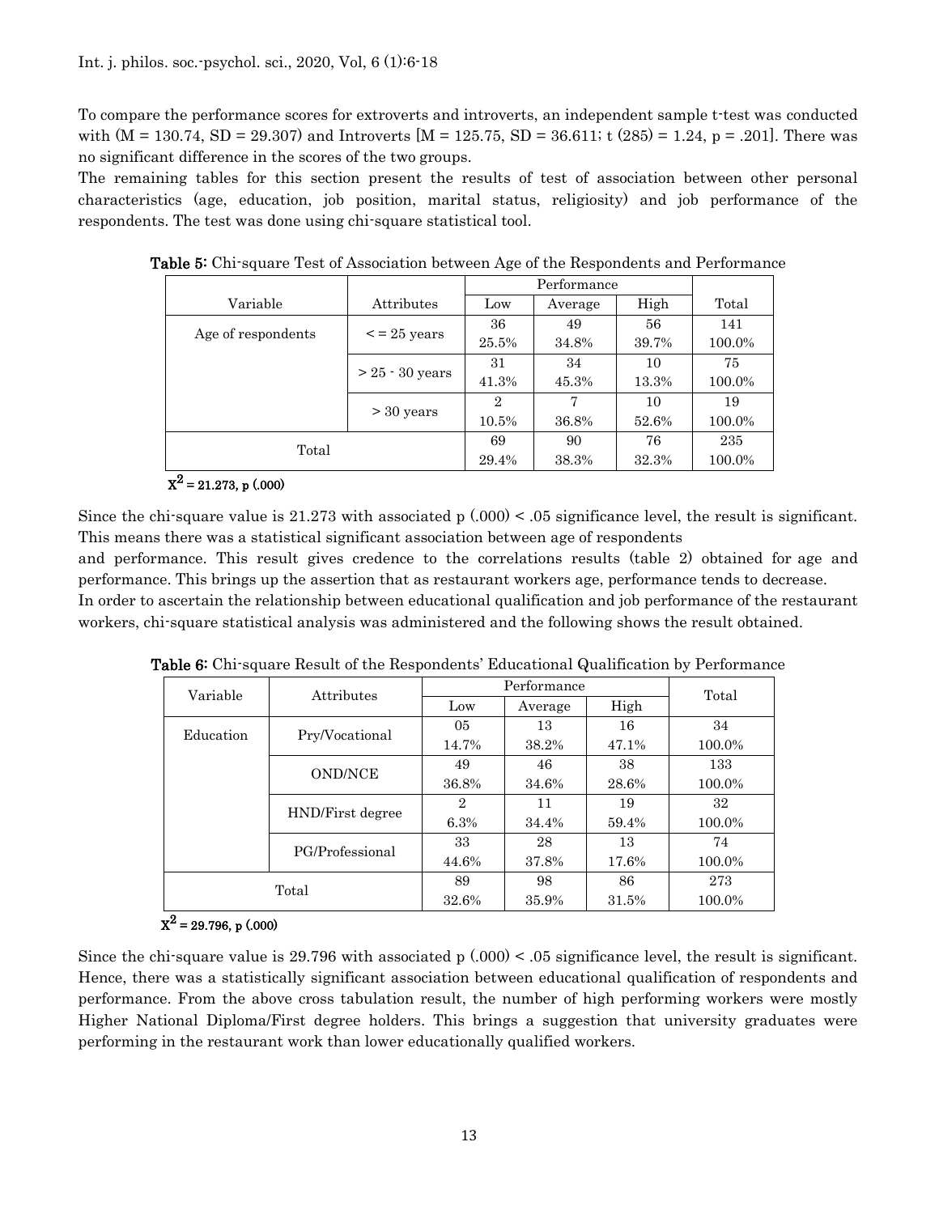To compare the performance scores for extroverts and introverts, an independent sample t-test was conducted with (M = 130.74, SD = 29.307) and Introverts [M = 125.75, SD = 36.611; t (285) = 1.24, p = .201]. There was no significant difference in the scores of the two groups.

The remaining tables for this section present the results of test of association between other personal characteristics (age, education, job position, marital status, religiosity) and job performance of the respondents. The test was done using chi-square statistical tool.

**Table 5:** Chi-square Test of Association between Age of the Respondents and Performance

| Variable | Attributes | Performance | | | Total |
|---|---|---|---|---|---|
| | | Low | Average | High | |
| Age of respondents | < = 25 years | 36<br>25.5% | 49<br>34.8% | 56<br>39.7% | 141<br>100.0% |
| | > 25 - 30 years | 31<br>41.3% | 34<br>45.3% | 10<br>13.3% | 75<br>100.0% |
| | > 30 years | 2<br>10.5% | 7<br>36.8% | 10<br>52.6% | 19<br>100.0% |
| Total | | 69<br>29.4% | 90<br>38.3% | 76<br>32.3% | 235<br>100.0% |

$X^2$ = 21.273, p (.000)

Since the chi-square value is 21.273 with associated p (.000) < .05 significance level, the result is significant. This means there was a statistical significant association between age of respondents and performance. This result gives credence to the correlations results (table 2) obtained for age and performance. This brings up the assertion that as restaurant workers age, performance tends to decrease.

In order to ascertain the relationship between educational qualification and job performance of the restaurant workers, chi-square statistical analysis was administered and the following shows the result obtained.

**Table 6:** Chi-square Result of the Respondents' Educational Qualification by Performance

| Variable | Attributes | Performance | | | Total |
|---|---|---|---|---|---|
| | | Low | Average | High | |
| Education | Pry/Vocational | 05<br>14.7% | 13<br>38.2% | 16<br>47.1% | 34<br>100.0% |
| | OND/NCE | 49<br>36.8% | 46<br>34.6% | 38<br>28.6% | 133<br>100.0% |
| | HND/First degree | 2<br>6.3% | 11<br>34.4% | 19<br>59.4% | 32<br>100.0% |
| | PG/Professional | 33<br>44.6% | 28<br>37.8% | 13<br>17.6% | 74<br>100.0% |
| Total | | 89<br>32.6% | 98<br>35.9% | 86<br>31.5% | 273<br>100.0% |

$X^2$ = 29.796, p (.000)

Since the chi-square value is 29.796 with associated p (.000) < .05 significance level, the result is significant. Hence, there was a statistically significant association between educational qualification of respondents and performance. From the above cross tabulation result, the number of high performing workers were mostly Higher National Diploma/First degree holders. This brings a suggestion that university graduates were performing in the restaurant work than lower educationally qualified workers.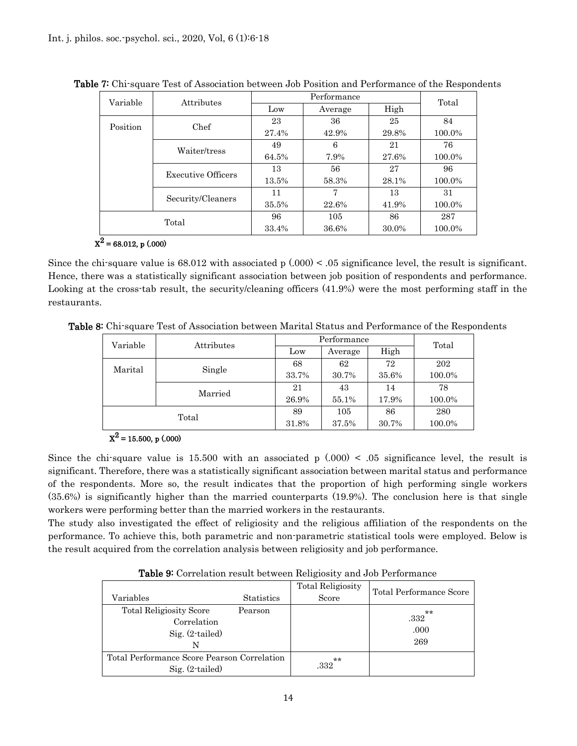**Table 7:** Chi-square Test of Association between Job Position and Performance of the Respondents

| Variable | Attributes | Performance | | | Total |
|---|---|---|---|---|---|
| | | Low | Average | High | |
| Position | Chef | 23<br>27.4% | 36<br>42.9% | 25<br>29.8% | 84<br>100.0% |
| | Waiter/tress | 49<br>64.5% | 6<br>7.9% | 21<br>27.6% | 76<br>100.0% |
| | Executive Officers | 13<br>13.5% | 56<br>58.3% | 27<br>28.1% | 96<br>100.0% |
| | Security/Cleaners | 11<br>35.5% | 7<br>22.6% | 13<br>41.9% | 31<br>100.0% |
| Total | | 96<br>33.4% | 105<br>36.6% | 86<br>30.0% | 287<br>100.0% |

$X^2 = 68.012$, p (.000)

Since the chi-square value is 68.012 with associated p (.000) < .05 significance level, the result is significant. Hence, there was a statistically significant association between job position of respondents and performance. Looking at the cross-tab result, the security/cleaning officers (41.9%) were the most performing staff in the restaurants.

**Table 8:** Chi-square Test of Association between Marital Status and Performance of the Respondents

| Variable | Attributes | Performance | | | Total |
|---|---|---|---|---|---|
| | | Low | Average | High | |
| Marital | Single | 68<br>33.7% | 62<br>30.7% | 72<br>35.6% | 202<br>100.0% |
| | Married | 21<br>26.9% | 43<br>55.1% | 14<br>17.9% | 78<br>100.0% |
| Total | | 89<br>31.8% | 105<br>37.5% | 86<br>30.7% | 280<br>100.0% |

$X^2 = 15.500$, p (.000)

Since the chi-square value is 15.500 with an associated p (.000) < .05 significance level, the result is significant. Therefore, there was a statistically significant association between marital status and performance of the respondents. More so, the result indicates that the proportion of high performing single workers (35.6%) is significantly higher than the married counterparts (19.9%). The conclusion here is that single workers were performing better than the married workers in the restaurants.

The study also investigated the effect of religiosity and the religious affiliation of the respondents on the performance. To achieve this, both parametric and non-parametric statistical tools were employed. Below is the result acquired from the correlation analysis between religiosity and job performance.

**Table 9:** Correlation result between Religiosity and Job Performance

| Variables | Statistics | Total Religiosity Score | Total Performance Score |
|---|---|---|---|
| Total Religiosity Score | Pearson Correlation<br>Sig. (2-tailed)<br>N | | .332**<br>.000<br>269 |
| Total Performance Score | Pearson Correlation<br>Sig. (2-tailed) | .332** | |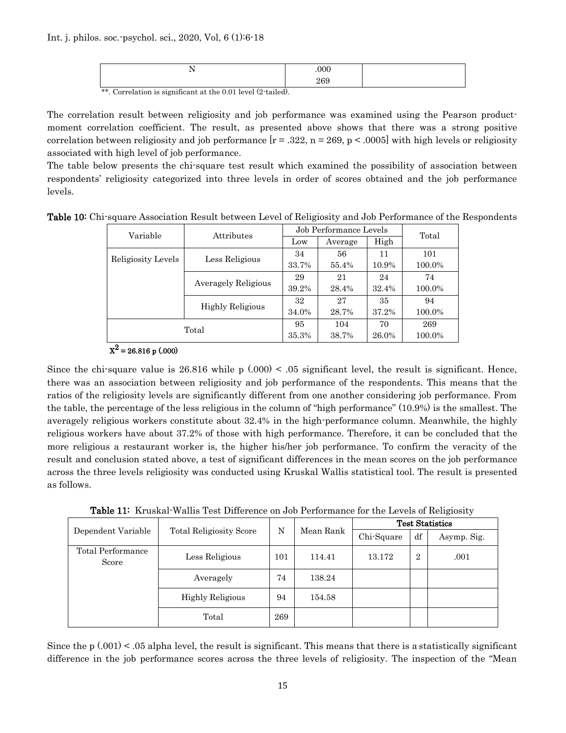| N | .000<br>269 | |
|---|---|---|

**. Correlation is significant at the 0.01 level (2-tailed).

The correlation result between religiosity and job performance was examined using the Pearson product-moment correlation coefficient. The result, as presented above shows that there was a strong positive correlation between religiosity and job performance [$r = .322$, $n = 269$, $p < .0005$] with high levels or religiosity associated with high level of job performance.

The table below presents the chi-square test result which examined the possibility of association between respondents' religiosity categorized into three levels in order of scores obtained and the job performance levels.

**Table 10:** Chi-square Association Result between Level of Religiosity and Job Performance of the Respondents

| Variable | Attributes | Job Performance Levels | | | Total |
|---|---|---|---|---|---|
| | | Low | Average | High | |
| Religiosity Levels | Less Religious | 34<br>33.7% | 56<br>55.4% | 11<br>10.9% | 101<br>100.0% |
| | Averagely Religious | 29<br>39.2% | 21<br>28.4% | 24<br>32.4% | 74<br>100.0% |
| | Highly Religious | 32<br>34.0% | 27<br>28.7% | 35<br>37.2% | 94<br>100.0% |
| Total | | 95<br>35.3% | 104<br>38.7% | 70<br>26.0% | 269<br>100.0% |

$X^2 = 26.816$ p (.000)

Since the chi-square value is 26.816 while p (.000) < .05 significant level, the result is significant. Hence, there was an association between religiosity and job performance of the respondents. This means that the ratios of the religiosity levels are significantly different from one another considering job performance. From the table, the percentage of the less religious in the column of "high performance" (10.9%) is the smallest. The averagely religious workers constitute about 32.4% in the high-performance column. Meanwhile, the highly religious workers have about 37.2% of those with high performance. Therefore, it can be concluded that the more religious a restaurant worker is, the higher his/her job performance. To confirm the veracity of the result and conclusion stated above, a test of significant differences in the mean scores on the job performance across the three levels religiosity was conducted using Kruskal Wallis statistical tool. The result is presented as follows.

**Table 11:** Kruskal-Wallis Test Difference on Job Performance for the Levels of Religiosity

| Dependent Variable | Total Religiosity Score | N | Mean Rank | Test Statistics | | |
|---|---|---|---|---|---|---|
| | | | | Chi-Square | df | Asymp. Sig. |
| Total Performance Score | Less Religious | 101 | 114.41 | 13.172 | 2 | .001 |
| | Averagely | 74 | 138.24 | | | |
| | Highly Religious | 94 | 154.58 | | | |
| | Total | 269 | | | | |

Since the p (.001) < .05 alpha level, the result is significant. This means that there is a statistically significant difference in the job performance scores across the three levels of religiosity. The inspection of the "Mean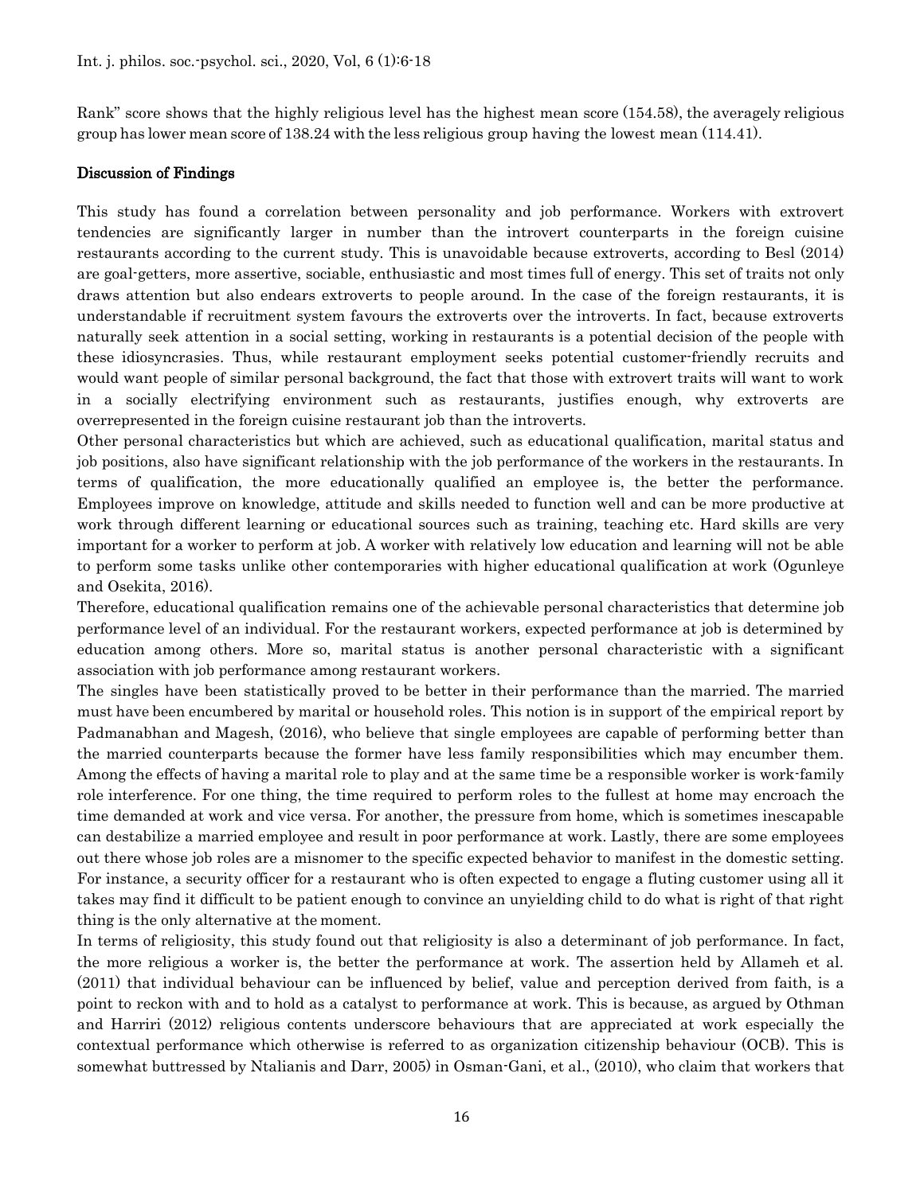Rank" score shows that the highly religious level has the highest mean score (154.58), the averagely religious group has lower mean score of 138.24 with the less religious group having the lowest mean (114.41).

## Discussion of Findings

This study has found a correlation between personality and job performance. Workers with extrovert tendencies are significantly larger in number than the introvert counterparts in the foreign cuisine restaurants according to the current study. This is unavoidable because extroverts, according to Besl (2014) are goal-getters, more assertive, sociable, enthusiastic and most times full of energy. This set of traits not only draws attention but also endears extroverts to people around. In the case of the foreign restaurants, it is understandable if recruitment system favours the extroverts over the introverts. In fact, because extroverts naturally seek attention in a social setting, working in restaurants is a potential decision of the people with these idiosyncrasies. Thus, while restaurant employment seeks potential customer-friendly recruits and would want people of similar personal background, the fact that those with extrovert traits will want to work in a socially electrifying environment such as restaurants, justifies enough, why extroverts are overrepresented in the foreign cuisine restaurant job than the introverts.

Other personal characteristics but which are achieved, such as educational qualification, marital status and job positions, also have significant relationship with the job performance of the workers in the restaurants. In terms of qualification, the more educationally qualified an employee is, the better the performance. Employees improve on knowledge, attitude and skills needed to function well and can be more productive at work through different learning or educational sources such as training, teaching etc. Hard skills are very important for a worker to perform at job. A worker with relatively low education and learning will not be able to perform some tasks unlike other contemporaries with higher educational qualification at work (Ogunleye and Osekita, 2016).

Therefore, educational qualification remains one of the achievable personal characteristics that determine job performance level of an individual. For the restaurant workers, expected performance at job is determined by education among others. More so, marital status is another personal characteristic with a significant association with job performance among restaurant workers.

The singles have been statistically proved to be better in their performance than the married. The married must have been encumbered by marital or household roles. This notion is in support of the empirical report by Padmanabhan and Magesh, (2016), who believe that single employees are capable of performing better than the married counterparts because the former have less family responsibilities which may encumber them. Among the effects of having a marital role to play and at the same time be a responsible worker is work-family role interference. For one thing, the time required to perform roles to the fullest at home may encroach the time demanded at work and vice versa. For another, the pressure from home, which is sometimes inescapable can destabilize a married employee and result in poor performance at work. Lastly, there are some employees out there whose job roles are a misnomer to the specific expected behavior to manifest in the domestic setting. For instance, a security officer for a restaurant who is often expected to engage a fluting customer using all it takes may find it difficult to be patient enough to convince an unyielding child to do what is right of that right thing is the only alternative at the moment.

In terms of religiosity, this study found out that religiosity is also a determinant of job performance. In fact, the more religious a worker is, the better the performance at work. The assertion held by Allameh et al. (2011) that individual behaviour can be influenced by belief, value and perception derived from faith, is a point to reckon with and to hold as a catalyst to performance at work. This is because, as argued by Othman and Harriri (2012) religious contents underscore behaviours that are appreciated at work especially the contextual performance which otherwise is referred to as organization citizenship behaviour (OCB). This is somewhat buttressed by Ntalianis and Darr, 2005) in Osman-Gani, et al., (2010), who claim that workers that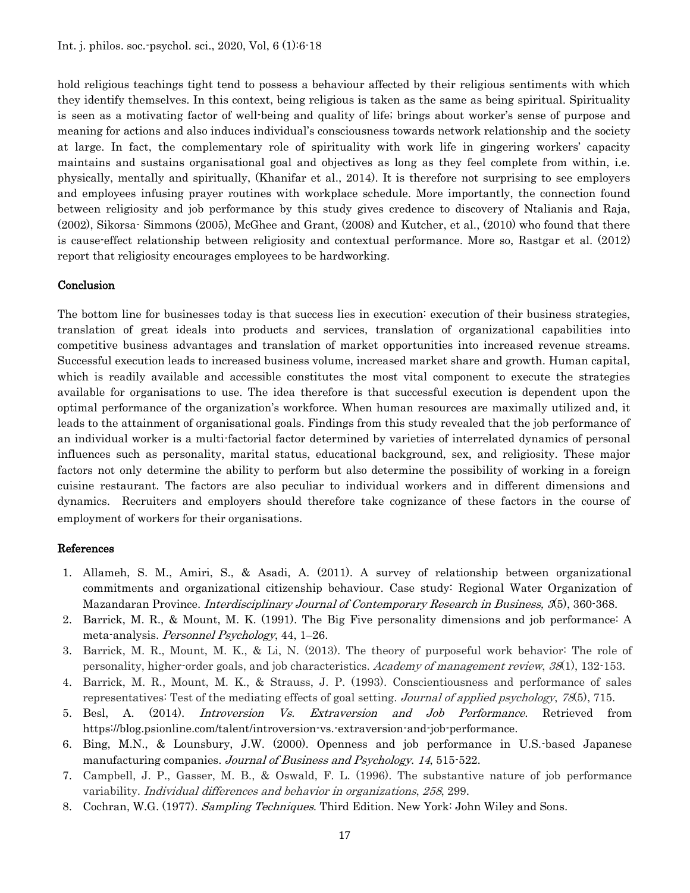hold religious teachings tight tend to possess a behaviour affected by their religious sentiments with which they identify themselves. In this context, being religious is taken as the same as being spiritual. Spirituality is seen as a motivating factor of well-being and quality of life; brings about worker's sense of purpose and meaning for actions and also induces individual's consciousness towards network relationship and the society at large. In fact, the complementary role of spirituality with work life in gingering workers' capacity maintains and sustains organisational goal and objectives as long as they feel complete from within, i.e. physically, mentally and spiritually, (Khanifar et al., 2014). It is therefore not surprising to see employers and employees infusing prayer routines with workplace schedule. More importantly, the connection found between religiosity and job performance by this study gives credence to discovery of Ntalianis and Raja, (2002), Sikorsa- Simmons (2005), McGhee and Grant, (2008) and Kutcher, et al., (2010) who found that there is cause-effect relationship between religiosity and contextual performance. More so, Rastgar et al. (2012) report that religiosity encourages employees to be hardworking.

## Conclusion

The bottom line for businesses today is that success lies in execution: execution of their business strategies, translation of great ideals into products and services, translation of organizational capabilities into competitive business advantages and translation of market opportunities into increased revenue streams. Successful execution leads to increased business volume, increased market share and growth. Human capital, which is readily available and accessible constitutes the most vital component to execute the strategies available for organisations to use. The idea therefore is that successful execution is dependent upon the optimal performance of the organization's workforce. When human resources are maximally utilized and, it leads to the attainment of organisational goals. Findings from this study revealed that the job performance of an individual worker is a multi-factorial factor determined by varieties of interrelated dynamics of personal influences such as personality, marital status, educational background, sex, and religiosity. These major factors not only determine the ability to perform but also determine the possibility of working in a foreign cuisine restaurant. The factors are also peculiar to individual workers and in different dimensions and dynamics. Recruiters and employers should therefore take cognizance of these factors in the course of employment of workers for their organisations.

## References

1. Allameh, S. M., Amiri, S., & Asadi, A. (2011). A survey of relationship between organizational commitments and organizational citizenship behaviour. Case study: Regional Water Organization of Mazandaran Province. *Interdisciplinary Journal of Contemporary Research in Business, 3*(5), 360-368.
2. Barrick, M. R., & Mount, M. K. (1991). The Big Five personality dimensions and job performance: A meta-analysis. *Personnel Psychology*, 44, 1–26.
3. Barrick, M. R., Mount, M. K., & Li, N. (2013). The theory of purposeful work behavior: The role of personality, higher-order goals, and job characteristics. *Academy of management review*, *38*(1), 132-153.
4. Barrick, M. R., Mount, M. K., & Strauss, J. P. (1993). Conscientiousness and performance of sales representatives: Test of the mediating effects of goal setting. *Journal of applied psychology*, *78*(5), 715.
5. Besl, A. (2014). *Introversion Vs. Extraversion and Job Performance*. Retrieved from https://blog.psionline.com/talent/introversion-vs.-extraversion-and-job-performance.
6. Bing, M.N., & Lounsbury, J.W. (2000). Openness and job performance in U.S.-based Japanese manufacturing companies. *Journal of Business and Psychology*. *14*, 515-522.
7. Campbell, J. P., Gasser, M. B., & Oswald, F. L. (1996). The substantive nature of job performance variability. *Individual differences and behavior in organizations*, *258*, 299.
8. Cochran, W.G. (1977). *Sampling Techniques*. Third Edition. New York: John Wiley and Sons.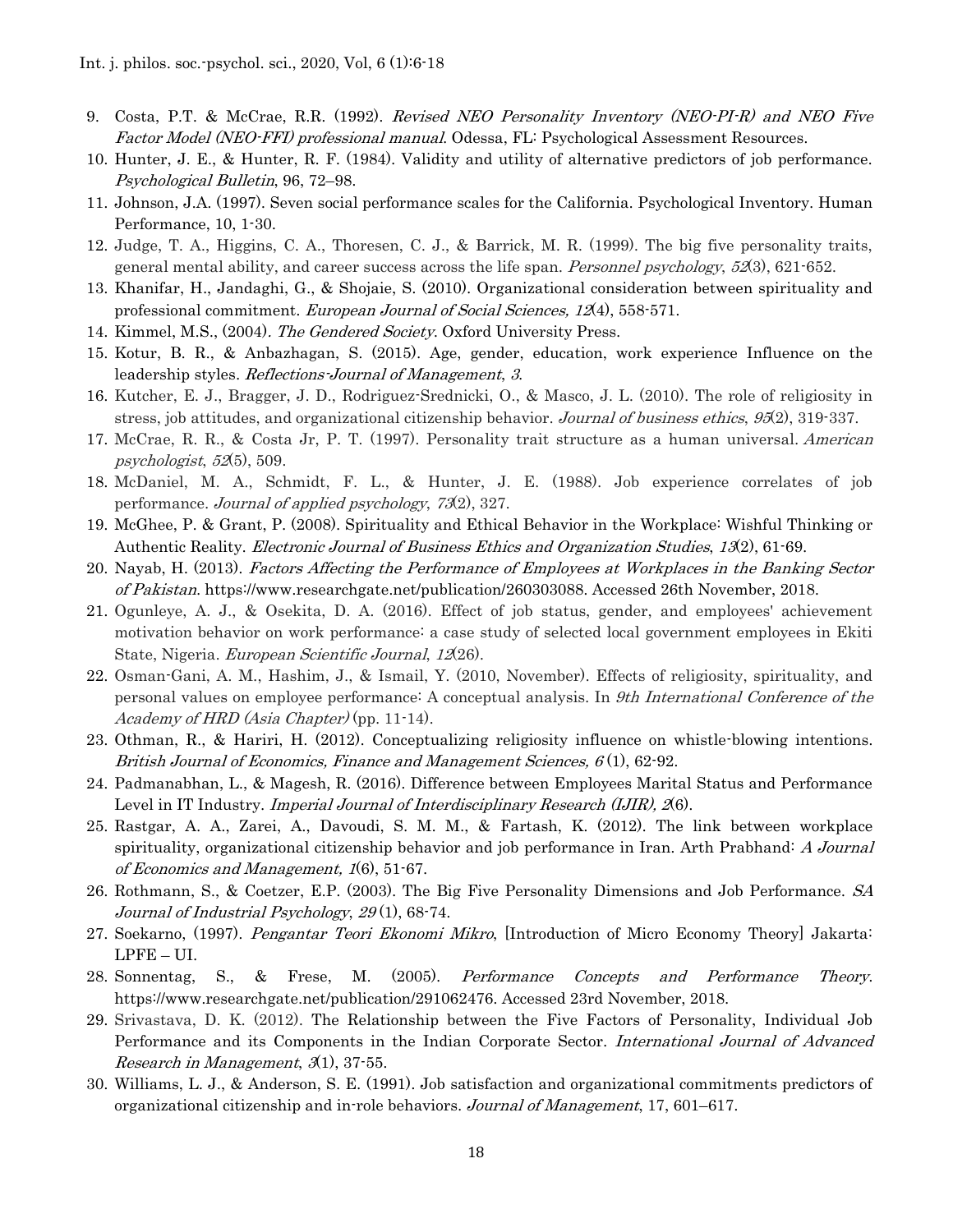9. Costa, P.T. & McCrae, R.R. (1992). *Revised NEO Personality Inventory (NEO-PI-R) and NEO Five Factor Model (NEO-FFI) professional manual*. Odessa, FL: Psychological Assessment Resources.
10. Hunter, J. E., & Hunter, R. F. (1984). Validity and utility of alternative predictors of job performance. *Psychological Bulletin*, 96, 72–98.
11. Johnson, J.A. (1997). Seven social performance scales for the California. Psychological Inventory. Human Performance, 10, 1-30.
12. Judge, T. A., Higgins, C. A., Thoresen, C. J., & Barrick, M. R. (1999). The big five personality traits, general mental ability, and career success across the life span. *Personnel psychology*, *52*(3), 621-652.
13. Khanifar, H., Jandaghi, G., & Shojaie, S. (2010). Organizational consideration between spirituality and professional commitment. *European Journal of Social Sciences, 12*(4), 558-571.
14. Kimmel, M.S., (2004). *The Gendered Society*. Oxford University Press.
15. Kotur, B. R., & Anbazhagan, S. (2015). Age, gender, education, work experience Influence on the leadership styles. *Reflections-Journal of Management*, *3*.
16. Kutcher, E. J., Bragger, J. D., Rodriguez-Srednicki, O., & Masco, J. L. (2010). The role of religiosity in stress, job attitudes, and organizational citizenship behavior. *Journal of business ethics*, *95*(2), 319-337.
17. McCrae, R. R., & Costa Jr, P. T. (1997). Personality trait structure as a human universal. *American psychologist*, *52*(5), 509.
18. McDaniel, M. A., Schmidt, F. L., & Hunter, J. E. (1988). Job experience correlates of job performance. *Journal of applied psychology*, *73*(2), 327.
19. McGhee, P. & Grant, P. (2008). Spirituality and Ethical Behavior in the Workplace: Wishful Thinking or Authentic Reality. *Electronic Journal of Business Ethics and Organization Studies*, *13*(2), 61-69.
20. Nayab, H. (2013). *Factors Affecting the Performance of Employees at Workplaces in the Banking Sector of Pakistan*. https://www.researchgate.net/publication/260303088. Accessed 26th November, 2018.
21. Ogunleye, A. J., & Osekita, D. A. (2016). Effect of job status, gender, and employees' achievement motivation behavior on work performance: a case study of selected local government employees in Ekiti State, Nigeria. *European Scientific Journal*, *12*(26).
22. Osman-Gani, A. M., Hashim, J., & Ismail, Y. (2010, November). Effects of religiosity, spirituality, and personal values on employee performance: A conceptual analysis. In *9th International Conference of the Academy of HRD (Asia Chapter)* (pp. 11-14).
23. Othman, R., & Hariri, H. (2012). Conceptualizing religiosity influence on whistle-blowing intentions. *British Journal of Economics, Finance and Management Sciences, 6* (1), 62-92.
24. Padmanabhan, L., & Magesh, R. (2016). Difference between Employees Marital Status and Performance Level in IT Industry. *Imperial Journal of Interdisciplinary Research (IJIR), 2*(6).
25. Rastgar, A. A., Zarei, A., Davoudi, S. M. M., & Fartash, K. (2012). The link between workplace spirituality, organizational citizenship behavior and job performance in Iran. Arth Prabhand: *A Journal of Economics and Management, 1*(6), 51-67.
26. Rothmann, S., & Coetzer, E.P. (2003). The Big Five Personality Dimensions and Job Performance. *SA Journal of Industrial Psychology*, *29* (1), 68-74.
27. Soekarno, (1997). *Pengantar Teori Ekonomi Mikro*, [Introduction of Micro Economy Theory] Jakarta: LPFE – UI.
28. Sonnentag, S., & Frese, M. (2005). *Performance Concepts and Performance Theory*. https://www.researchgate.net/publication/291062476. Accessed 23rd November, 2018.
29. Srivastava, D. K. (2012). The Relationship between the Five Factors of Personality, Individual Job Performance and its Components in the Indian Corporate Sector. *International Journal of Advanced Research in Management*, *3*(1), 37-55.
30. Williams, L. J., & Anderson, S. E. (1991). Job satisfaction and organizational commitments predictors of organizational citizenship and in-role behaviors. *Journal of Management*, 17, 601–617.